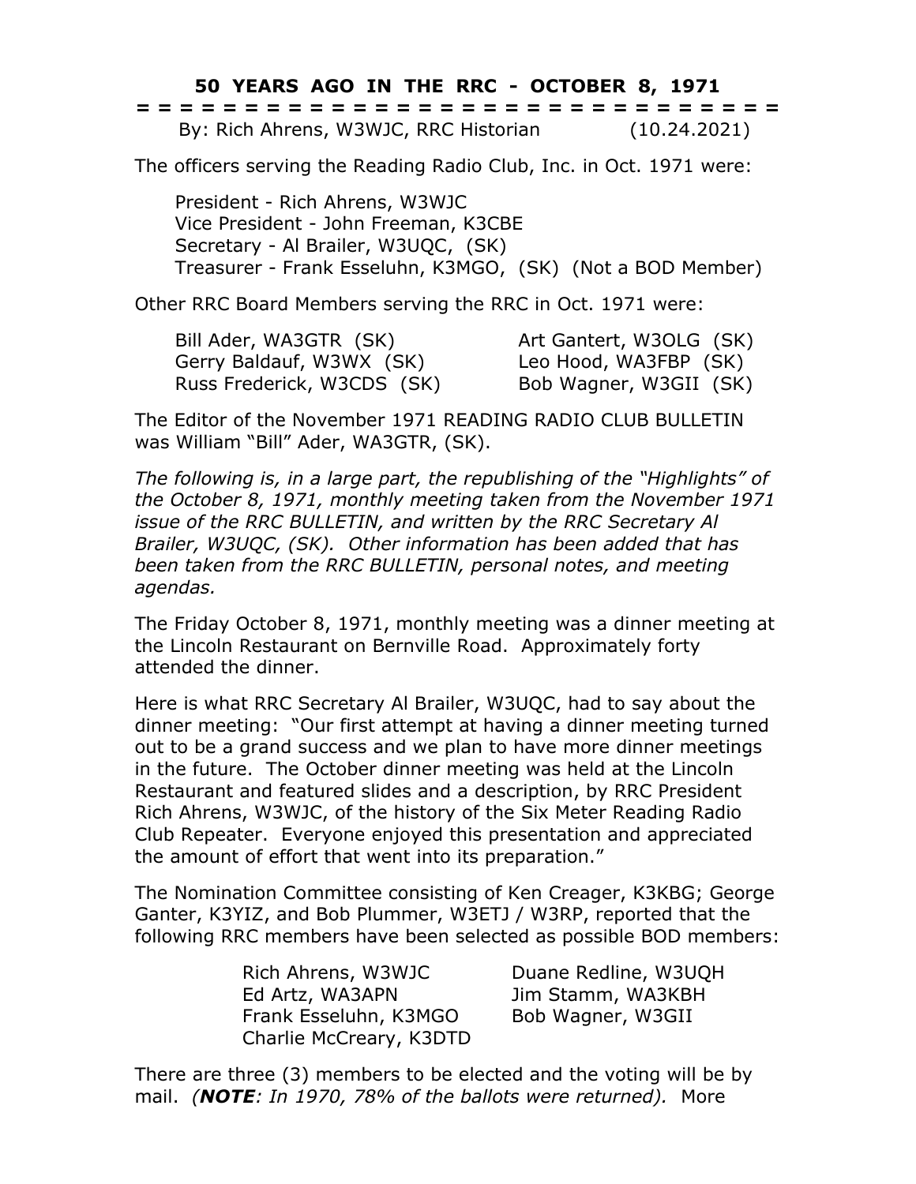# 50 YEARS AGO IN THE RRC - OCTOBER 8, 1971

By: Rich Ahrens, W3WJC, RRC Historian (10.24.2021)

The officers serving the Reading Radio Club, Inc. in Oct. 1971 were:

President - Rich Ahrens, W3WJC
Vice President - John Freeman, K3CBE
Secretary - Al Brailer, W3UQC, (SK)
Treasurer - Frank Esseluhn, K3MGO, (SK) (Not a BOD Member)

Other RRC Board Members serving the RRC in Oct. 1971 were:

Bill Ader, WA3GTR (SK)
Gerry Baldauf, W3WX (SK)
Russ Frederick, W3CDS (SK)
Art Gantert, W3OLG (SK)
Leo Hood, WA3FBP (SK)
Bob Wagner, W3GII (SK)

The Editor of the November 1971 READING RADIO CLUB BULLETIN was William "Bill" Ader, WA3GTR, (SK).

*The following is, in a large part, the republishing of the "Highlights" of the October 8, 1971, monthly meeting taken from the November 1971 issue of the RRC BULLETIN, and written by the RRC Secretary Al Brailer, W3UQC, (SK). Other information has been added that has been taken from the RRC BULLETIN, personal notes, and meeting agendas.*

The Friday October 8, 1971, monthly meeting was a dinner meeting at the Lincoln Restaurant on Bernville Road. Approximately forty attended the dinner.

Here is what RRC Secretary Al Brailer, W3UQC, had to say about the dinner meeting: "Our first attempt at having a dinner meeting turned out to be a grand success and we plan to have more dinner meetings in the future. The October dinner meeting was held at the Lincoln Restaurant and featured slides and a description, by RRC President Rich Ahrens, W3WJC, of the history of the Six Meter Reading Radio Club Repeater. Everyone enjoyed this presentation and appreciated the amount of effort that went into its preparation."

The Nomination Committee consisting of Ken Creager, K3KBG; George Ganter, K3YIZ, and Bob Plummer, W3ETJ / W3RP, reported that the following RRC members have been selected as possible BOD members:

Rich Ahrens, W3WJC
Ed Artz, WA3APN
Frank Esseluhn, K3MGO
Charlie McCreary, K3DTD
Duane Redline, W3UQH
Jim Stamm, WA3KBH
Bob Wagner, W3GII

There are three (3) members to be elected and the voting will be by mail. *(**NOTE**: In 1970, 78% of the ballots were returned).* More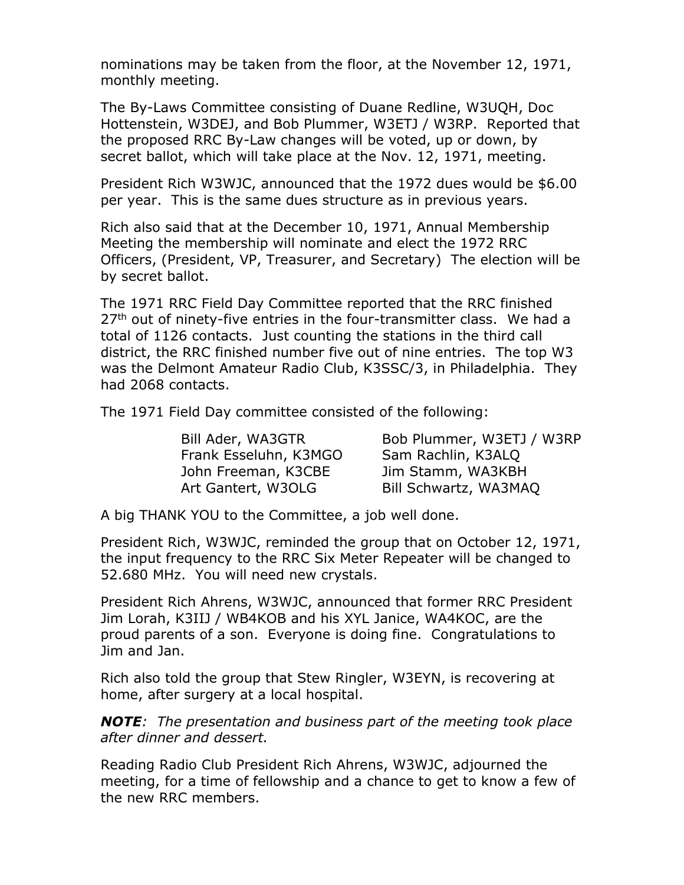nominations may be taken from the floor, at the November 12, 1971, monthly meeting.

The By-Laws Committee consisting of Duane Redline, W3UQH, Doc Hottenstein, W3DEJ, and Bob Plummer, W3ETJ / W3RP. Reported that the proposed RRC By-Law changes will be voted, up or down, by secret ballot, which will take place at the Nov. 12, 1971, meeting.

President Rich W3WJC, announced that the 1972 dues would be $6.00 per year. This is the same dues structure as in previous years.

Rich also said that at the December 10, 1971, Annual Membership Meeting the membership will nominate and elect the 1972 RRC Officers, (President, VP, Treasurer, and Secretary) The election will be by secret ballot.

The 1971 RRC Field Day Committee reported that the RRC finished 27th out of ninety-five entries in the four-transmitter class. We had a total of 1126 contacts. Just counting the stations in the third call district, the RRC finished number five out of nine entries. The top W3 was the Delmont Amateur Radio Club, K3SSC/3, in Philadelphia. They had 2068 contacts.

The 1971 Field Day committee consisted of the following:

| | |
|---|---|
| Bill Ader, WA3GTR | Bob Plummer, W3ETJ / W3RP |
| Frank Esseluhn, K3MGO | Sam Rachlin, K3ALQ |
| John Freeman, K3CBE | Jim Stamm, WA3KBH |
| Art Gantert, W3OLG | Bill Schwartz, WA3MAQ |

A big THANK YOU to the Committee, a job well done.

President Rich, W3WJC, reminded the group that on October 12, 1971, the input frequency to the RRC Six Meter Repeater will be changed to 52.680 MHz. You will need new crystals.

President Rich Ahrens, W3WJC, announced that former RRC President Jim Lorah, K3IIJ / WB4KOB and his XYL Janice, WA4KOC, are the proud parents of a son. Everyone is doing fine. Congratulations to Jim and Jan.

Rich also told the group that Stew Ringler, W3EYN, is recovering at home, after surgery at a local hospital.

***NOTE****: The presentation and business part of the meeting took place after dinner and dessert.*

Reading Radio Club President Rich Ahrens, W3WJC, adjourned the meeting, for a time of fellowship and a chance to get to know a few of the new RRC members.